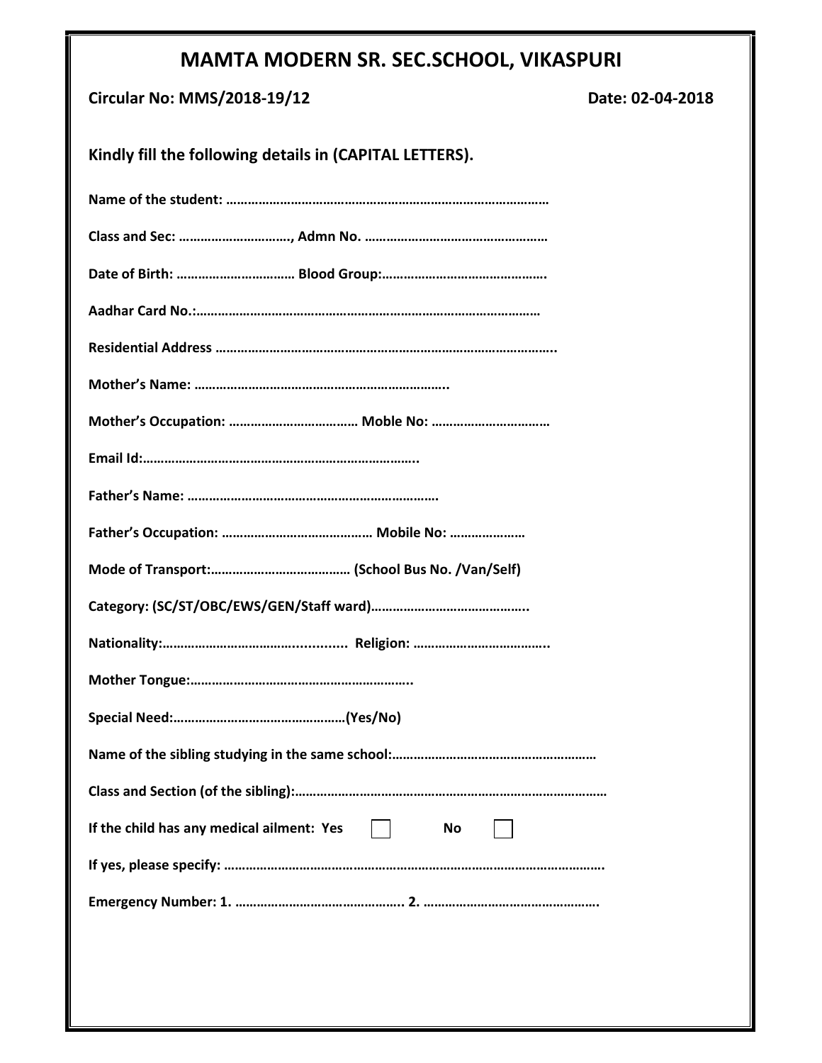# MAMTA MODERN SR. SEC.SCHOOL, VIKASPURI

**Circular No: MMS/2018-19/12** **Date: 02-04-2018**

**Kindly fill the following details in (CAPITAL LETTERS).**

**Name of the student: ………………………………………………………………………………**

**Class and Sec: …………………………, Admn No. ……………………………………………**

**Date of Birth: …………………………… Blood Group:……………………………………….**

**Aadhar Card No.:……………………………………………………………………………………**

**Residential Address ………………………………………………………………………………..**

**Mother's Name: ……………………………………………………………..**

**Mother's Occupation: ……………………………… Moble No: ……………………………**

**Email Id:…………………………………………………………………..**

**Father's Name: …………………………………………………………….**

**Father's Occupation: …………………………………… Mobile No: …………………**

**Mode of Transport:………………………………… (School Bus No. /Van/Self)**

**Category: (SC/ST/OBC/EWS/GEN/Staff ward)……………………………………..**

**Nationality:…………………………….......... Religion: ………………………………..**

**Mother Tongue:……………………………………………………..**

**Special Need:…………………………………………(Yes/No)**

**Name of the sibling studying in the same school:…………………………………………………**

**Class and Section (of the sibling):……………………………………………………………………………**

**If the child has any medical ailment: Yes** ☐ **No** ☐

**If yes, please specify: …………………………………………………………………………………………….**

**Emergency Number: 1. ……………………………………….. 2. ………………………………………….**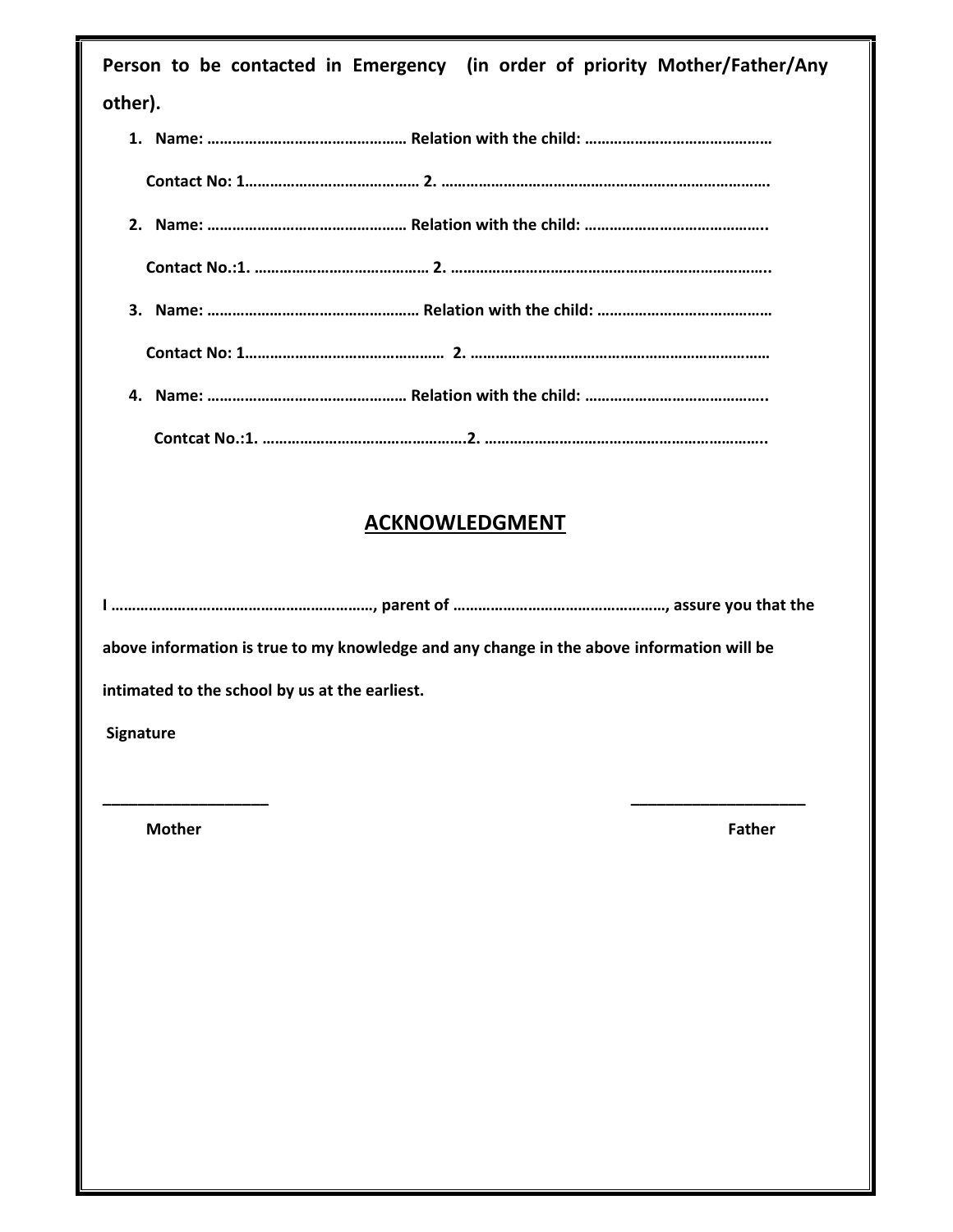**Person to be contacted in Emergency (in order of priority Mother/Father/Any other).**

1. **Name: ………………………………………… Relation with the child: ………………………………………**

   **Contact No: 1…………………………………… 2. ……………………………………………………………………**

2. **Name: ………………………………………… Relation with the child: ……………………………………..**

   **Contact No.:1. …………………………………… 2. ………………………………………………………………..**

3. **Name: …………………………………………… Relation with the child: ……………………………………**

   **Contact No: 1………………………………………… 2. ………………………………………………………………**

4. **Name: ………………………………………… Relation with the child: ……………………………………..**

   **Contcat No.:1. …………………………………………2. …………………………………………………………..**

## ACKNOWLEDGMENT

**I ………………………………………………………, parent of ……………………………………………, assure you that the above information is true to my knowledge and any change in the above information will be intimated to the school by us at the earliest.**

**Signature**

**___________________** **___________________**

**Mother** **Father**